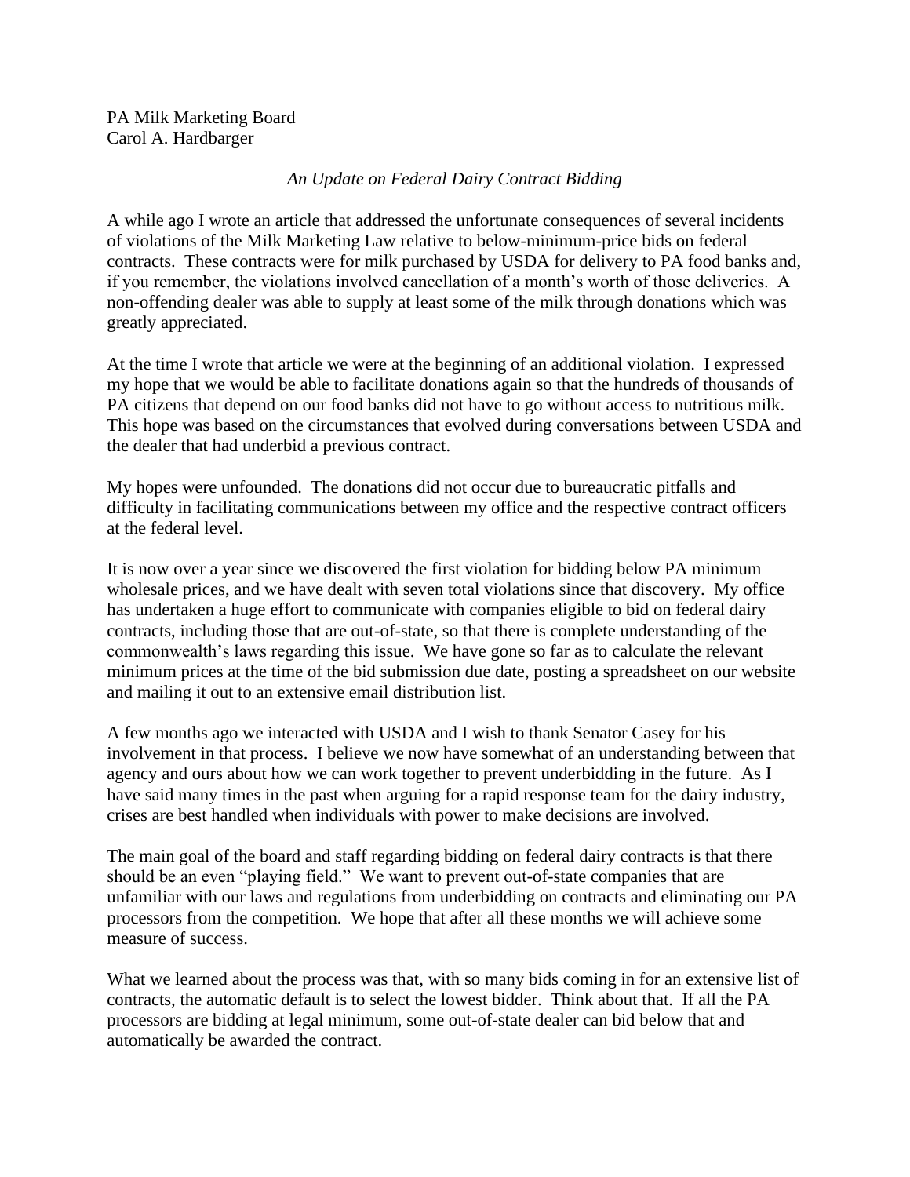PA Milk Marketing Board
Carol A. Hardbarger

*An Update on Federal Dairy Contract Bidding*

A while ago I wrote an article that addressed the unfortunate consequences of several incidents of violations of the Milk Marketing Law relative to below-minimum-price bids on federal contracts. These contracts were for milk purchased by USDA for delivery to PA food banks and, if you remember, the violations involved cancellation of a month's worth of those deliveries. A non-offending dealer was able to supply at least some of the milk through donations which was greatly appreciated.

At the time I wrote that article we were at the beginning of an additional violation. I expressed my hope that we would be able to facilitate donations again so that the hundreds of thousands of PA citizens that depend on our food banks did not have to go without access to nutritious milk. This hope was based on the circumstances that evolved during conversations between USDA and the dealer that had underbid a previous contract.

My hopes were unfounded. The donations did not occur due to bureaucratic pitfalls and difficulty in facilitating communications between my office and the respective contract officers at the federal level.

It is now over a year since we discovered the first violation for bidding below PA minimum wholesale prices, and we have dealt with seven total violations since that discovery. My office has undertaken a huge effort to communicate with companies eligible to bid on federal dairy contracts, including those that are out-of-state, so that there is complete understanding of the commonwealth's laws regarding this issue. We have gone so far as to calculate the relevant minimum prices at the time of the bid submission due date, posting a spreadsheet on our website and mailing it out to an extensive email distribution list.

A few months ago we interacted with USDA and I wish to thank Senator Casey for his involvement in that process. I believe we now have somewhat of an understanding between that agency and ours about how we can work together to prevent underbidding in the future. As I have said many times in the past when arguing for a rapid response team for the dairy industry, crises are best handled when individuals with power to make decisions are involved.

The main goal of the board and staff regarding bidding on federal dairy contracts is that there should be an even "playing field." We want to prevent out-of-state companies that are unfamiliar with our laws and regulations from underbidding on contracts and eliminating our PA processors from the competition. We hope that after all these months we will achieve some measure of success.

What we learned about the process was that, with so many bids coming in for an extensive list of contracts, the automatic default is to select the lowest bidder. Think about that. If all the PA processors are bidding at legal minimum, some out-of-state dealer can bid below that and automatically be awarded the contract.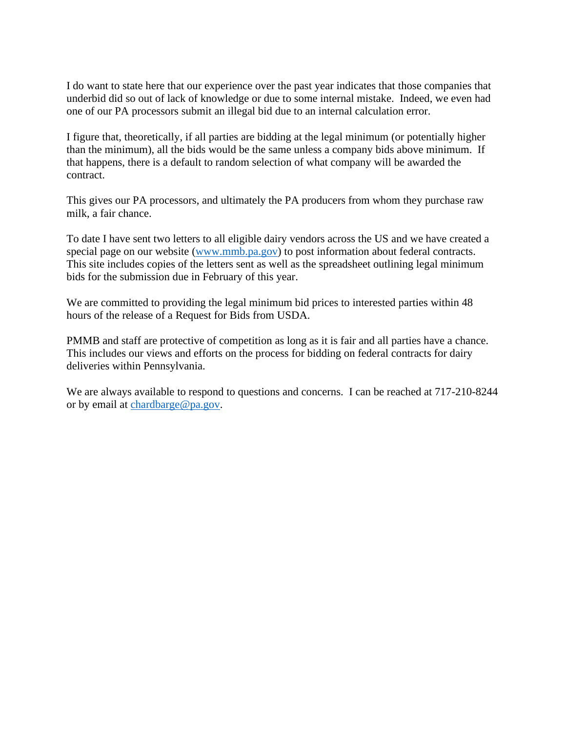I do want to state here that our experience over the past year indicates that those companies that underbid did so out of lack of knowledge or due to some internal mistake. Indeed, we even had one of our PA processors submit an illegal bid due to an internal calculation error.

I figure that, theoretically, if all parties are bidding at the legal minimum (or potentially higher than the minimum), all the bids would be the same unless a company bids above minimum. If that happens, there is a default to random selection of what company will be awarded the contract.

This gives our PA processors, and ultimately the PA producers from whom they purchase raw milk, a fair chance.

To date I have sent two letters to all eligible dairy vendors across the US and we have created a special page on our website (www.mmb.pa.gov) to post information about federal contracts. This site includes copies of the letters sent as well as the spreadsheet outlining legal minimum bids for the submission due in February of this year.

We are committed to providing the legal minimum bid prices to interested parties within 48 hours of the release of a Request for Bids from USDA.

PMMB and staff are protective of competition as long as it is fair and all parties have a chance. This includes our views and efforts on the process for bidding on federal contracts for dairy deliveries within Pennsylvania.

We are always available to respond to questions and concerns. I can be reached at 717-210-8244 or by email at chardbarge@pa.gov.